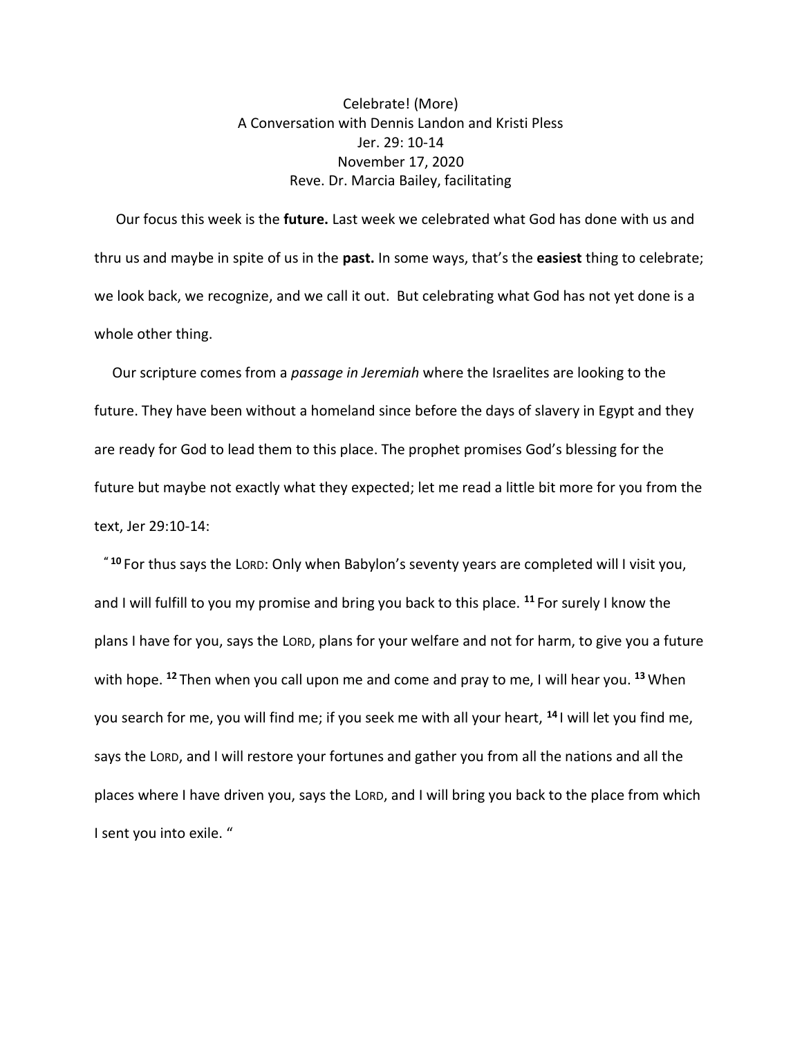Celebrate! (More)
A Conversation with Dennis Landon and Kristi Pless
Jer. 29: 10-14
November 17, 2020
Reve. Dr. Marcia Bailey, facilitating

Our focus this week is the **future.** Last week we celebrated what God has done with us and thru us and maybe in spite of us in the **past.** In some ways, that's the **easiest** thing to celebrate; we look back, we recognize, and we call it out. But celebrating what God has not yet done is a whole other thing.

Our scripture comes from a *passage in Jeremiah* where the Israelites are looking to the future. They have been without a homeland since before the days of slavery in Egypt and they are ready for God to lead them to this place. The prophet promises God's blessing for the future but maybe not exactly what they expected; let me read a little bit more for you from the text, Jer 29:10-14:

" **10** For thus says the LORD: Only when Babylon's seventy years are completed will I visit you, and I will fulfill to you my promise and bring you back to this place. **11** For surely I know the plans I have for you, says the LORD, plans for your welfare and not for harm, to give you a future with hope. **12** Then when you call upon me and come and pray to me, I will hear you. **13** When you search for me, you will find me; if you seek me with all your heart, **14** I will let you find me, says the LORD, and I will restore your fortunes and gather you from all the nations and all the places where I have driven you, says the LORD, and I will bring you back to the place from which I sent you into exile. "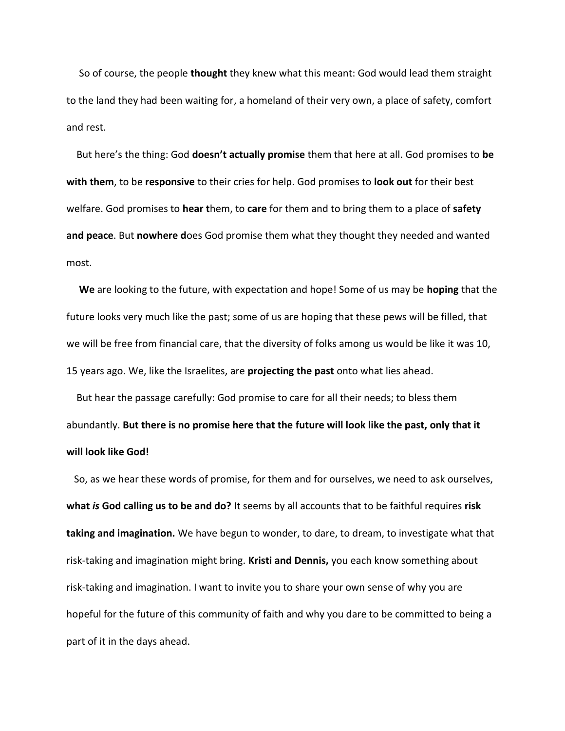So of course, the people **thought** they knew what this meant: God would lead them straight to the land they had been waiting for, a homeland of their very own, a place of safety, comfort and rest.

But here's the thing: God **doesn't actually promise** them that here at all. God promises to **be with them**, to be **responsive** to their cries for help. God promises to **look out** for their best welfare. God promises to **hear t**hem, to **care** for them and to bring them to a place of **safety and peace**. But **nowhere d**oes God promise them what they thought they needed and wanted most.

**We** are looking to the future, with expectation and hope! Some of us may be **hoping** that the future looks very much like the past; some of us are hoping that these pews will be filled, that we will be free from financial care, that the diversity of folks among us would be like it was 10, 15 years ago. We, like the Israelites, are **projecting the past** onto what lies ahead.

But hear the passage carefully: God promise to care for all their needs; to bless them abundantly. **But there is no promise here that the future will look like the past, only that it will look like God!**

So, as we hear these words of promise, for them and for ourselves, we need to ask ourselves, **what *is* God calling us to be and do?** It seems by all accounts that to be faithful requires **risk taking and imagination.** We have begun to wonder, to dare, to dream, to investigate what that risk-taking and imagination might bring. **Kristi and Dennis,** you each know something about risk-taking and imagination. I want to invite you to share your own sense of why you are hopeful for the future of this community of faith and why you dare to be committed to being a part of it in the days ahead.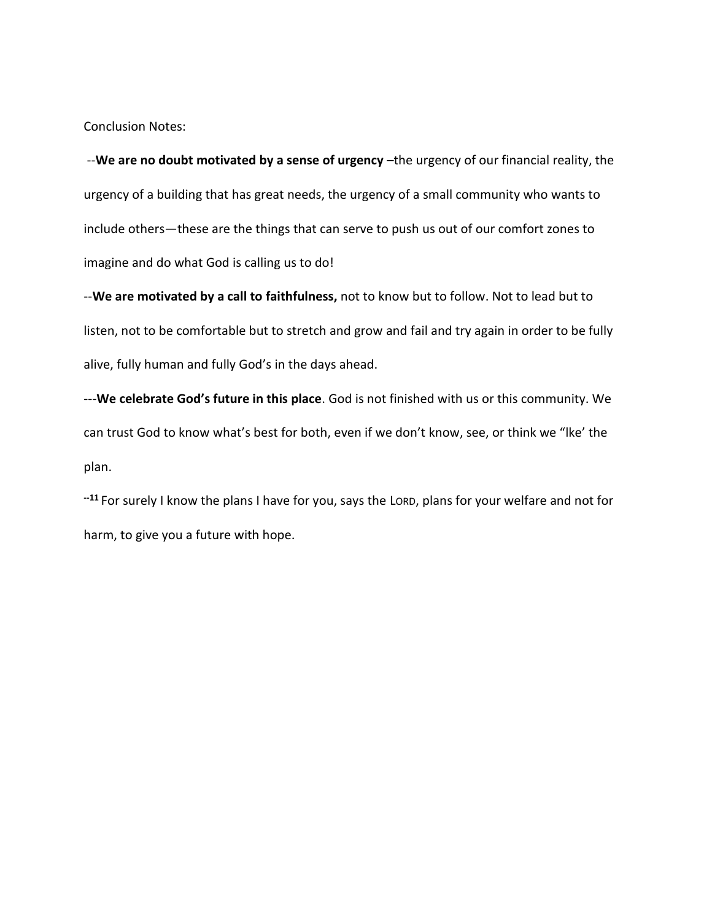Conclusion Notes:

--**We are no doubt motivated by a sense of urgency** –the urgency of our financial reality, the urgency of a building that has great needs, the urgency of a small community who wants to include others—these are the things that can serve to push us out of our comfort zones to imagine and do what God is calling us to do!

--**We are motivated by a call to faithfulness,** not to know but to follow. Not to lead but to listen, not to be comfortable but to stretch and grow and fail and try again in order to be fully alive, fully human and fully God's in the days ahead.

---**We celebrate God's future in this place**. God is not finished with us or this community. We can trust God to know what's best for both, even if we don't know, see, or think we "lke' the plan.

--**11** For surely I know the plans I have for you, says the LORD, plans for your welfare and not for harm, to give you a future with hope.